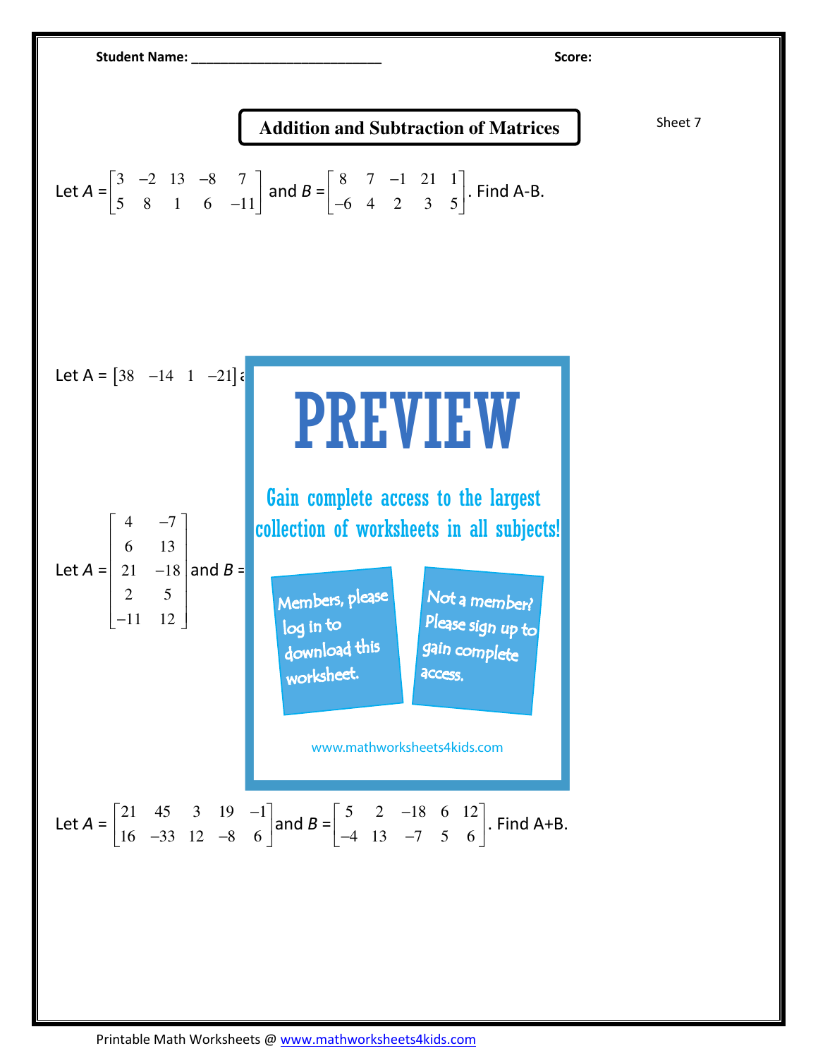Student Name: ___________________________ Score:

# Addition and Subtraction of Matrices

Sheet 7

Let $A = \begin{bmatrix} 3 & -2 & 13 & -8 & 7 \\ 5 & 8 & 1 & 6 & -11 \end{bmatrix}$ and $B = \begin{bmatrix} 8 & 7 & -1 & 21 & 1 \\ -6 & 4 & 2 & 3 & 5 \end{bmatrix}$. Find A-B.

Let A = $\begin{bmatrix} 38 & -14 & 1 & -21 \end{bmatrix}$ a

Let $A = \begin{bmatrix} 4 & -7 \\ 6 & 13 \\ 21 & -18 \\ 2 & 5 \\ -11 & 12 \end{bmatrix}$ and $B$ =

PREVIEW

Gain complete access to the largest collection of worksheets in all subjects!

Members, please log in to download this worksheet.

Not a member? Please sign up to gain complete access.

www.mathworksheets4kids.com

Let $A = \begin{bmatrix} 21 & 45 & 3 & 19 & -1 \\ 16 & -33 & 12 & -8 & 6 \end{bmatrix}$ and $B = \begin{bmatrix} 5 & 2 & -18 & 6 & 12 \\ -4 & 13 & -7 & 5 & 6 \end{bmatrix}$. Find A+B.

Printable Math Worksheets @ www.mathworksheets4kids.com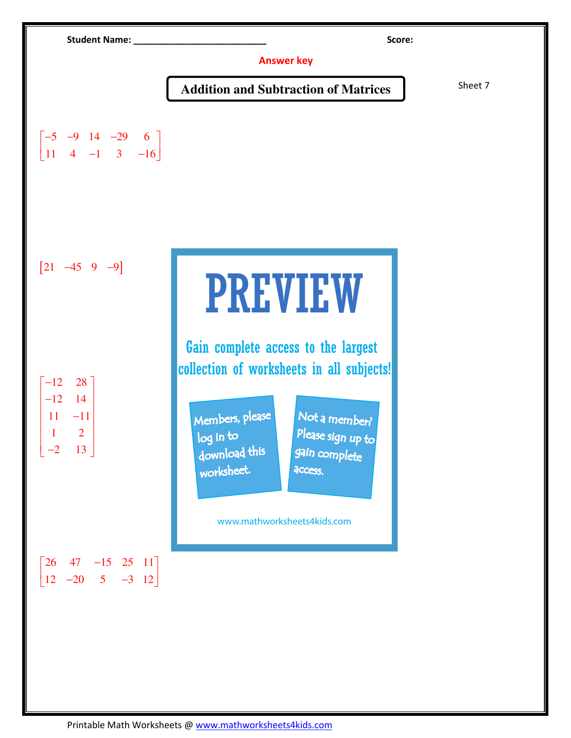Student Name: ___________________________ Score:

**Answer key**

# Addition and Subtraction of Matrices

Sheet 7

$$\begin{bmatrix} -5 & -9 & 14 & -29 & 6 \\ 11 & 4 & -1 & 3 & -16 \end{bmatrix}$$

$$\begin{bmatrix} 21 & -45 & 9 & -9 \end{bmatrix}$$

$$\begin{bmatrix} -12 & 28 \\ -12 & 14 \\ 11 & -11 \\ 1 & 2 \\ -2 & 13 \end{bmatrix}$$

$$\begin{bmatrix} 26 & 47 & -15 & 25 & 11 \\ 12 & -20 & 5 & -3 & 12 \end{bmatrix}$$

PREVIEW

Gain complete access to the largest collection of worksheets in all subjects!

Members, please log in to download this worksheet.

Not a member? Please sign up to gain complete access.

www.mathworksheets4kids.com

Printable Math Worksheets @ www.mathworksheets4kids.com